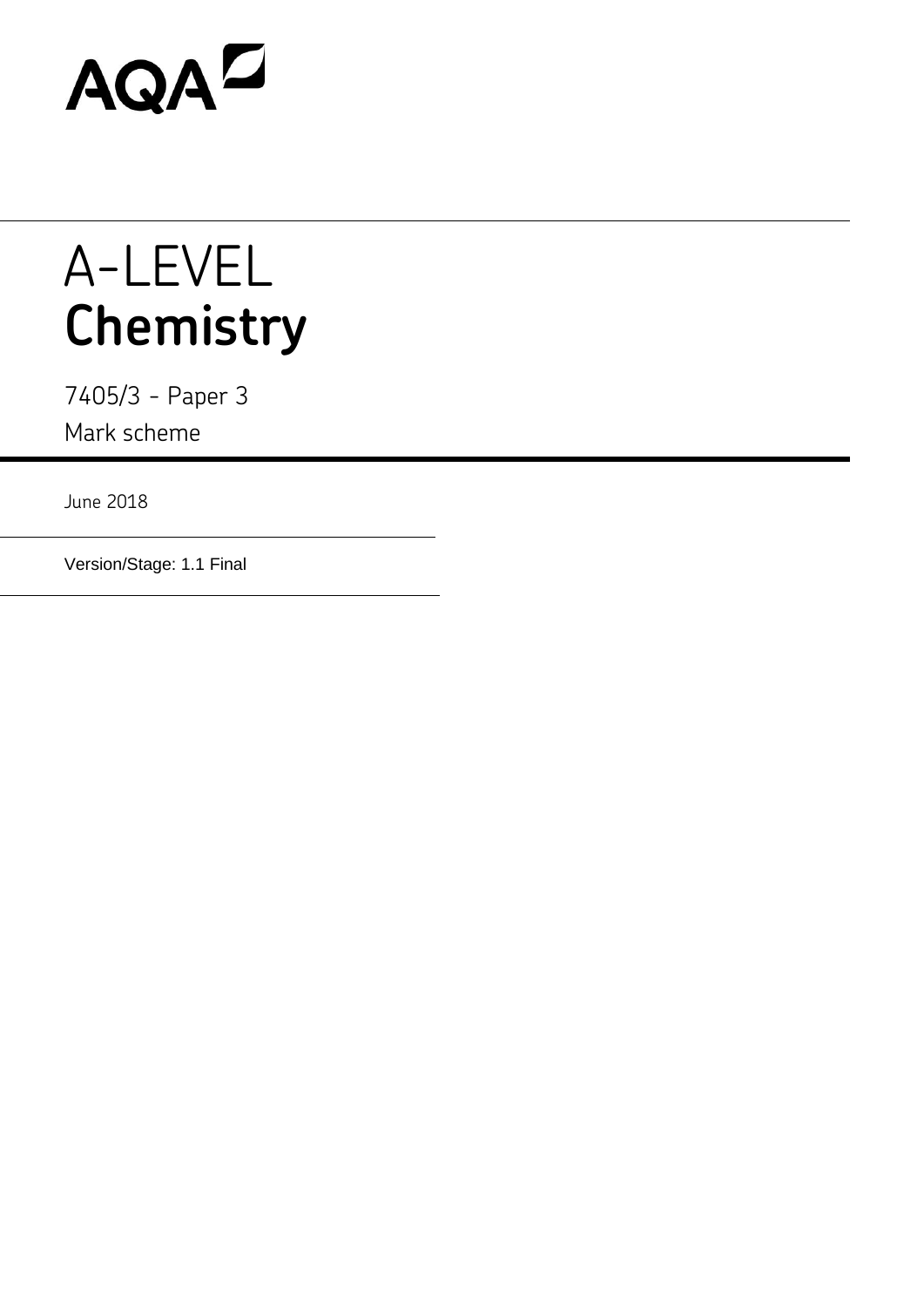AQA

# A-LEVEL
# **Chemistry**

7405/3 - Paper 3

Mark scheme

June 2018

Version/Stage: 1.1 Final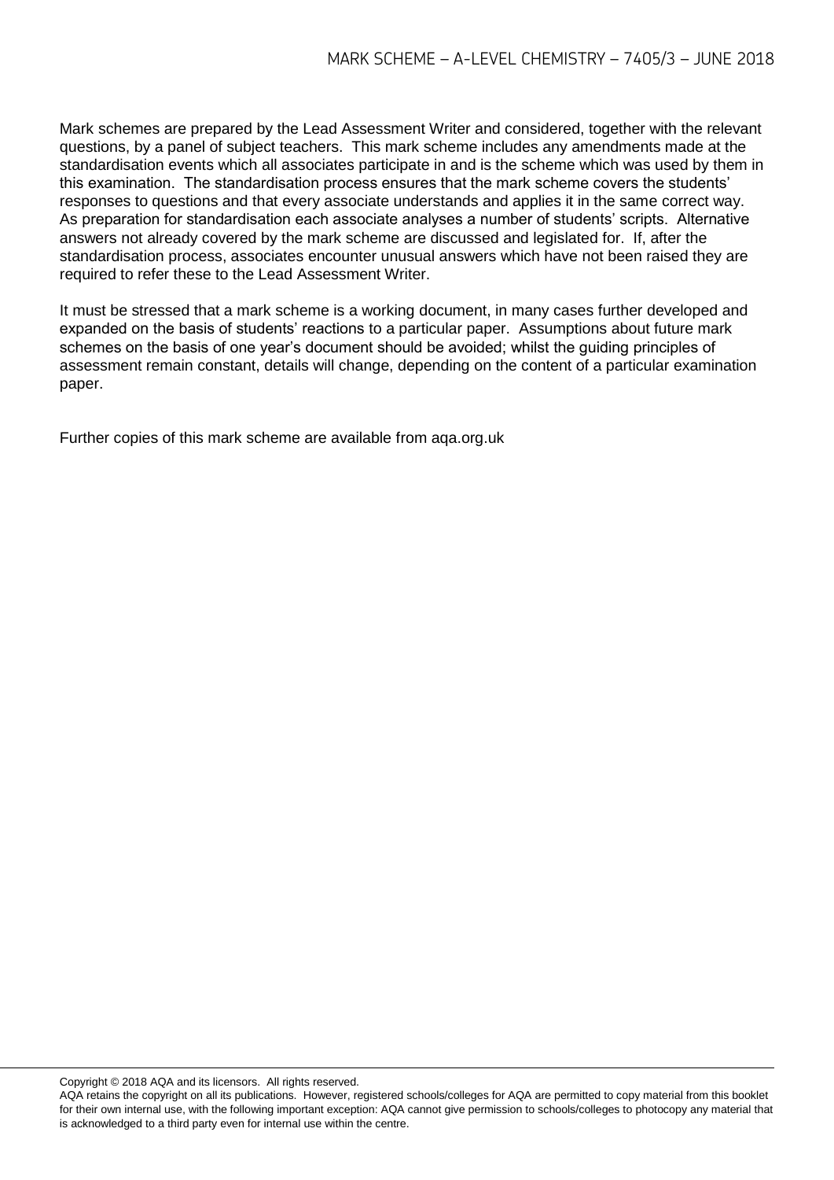Mark schemes are prepared by the Lead Assessment Writer and considered, together with the relevant questions, by a panel of subject teachers. This mark scheme includes any amendments made at the standardisation events which all associates participate in and is the scheme which was used by them in this examination. The standardisation process ensures that the mark scheme covers the students' responses to questions and that every associate understands and applies it in the same correct way. As preparation for standardisation each associate analyses a number of students' scripts. Alternative answers not already covered by the mark scheme are discussed and legislated for. If, after the standardisation process, associates encounter unusual answers which have not been raised they are required to refer these to the Lead Assessment Writer.

It must be stressed that a mark scheme is a working document, in many cases further developed and expanded on the basis of students' reactions to a particular paper. Assumptions about future mark schemes on the basis of one year's document should be avoided; whilst the guiding principles of assessment remain constant, details will change, depending on the content of a particular examination paper.

Further copies of this mark scheme are available from aqa.org.uk

Copyright © 2018 AQA and its licensors. All rights reserved.
AQA retains the copyright on all its publications. However, registered schools/colleges for AQA are permitted to copy material from this booklet for their own internal use, with the following important exception: AQA cannot give permission to schools/colleges to photocopy any material that is acknowledged to a third party even for internal use within the centre.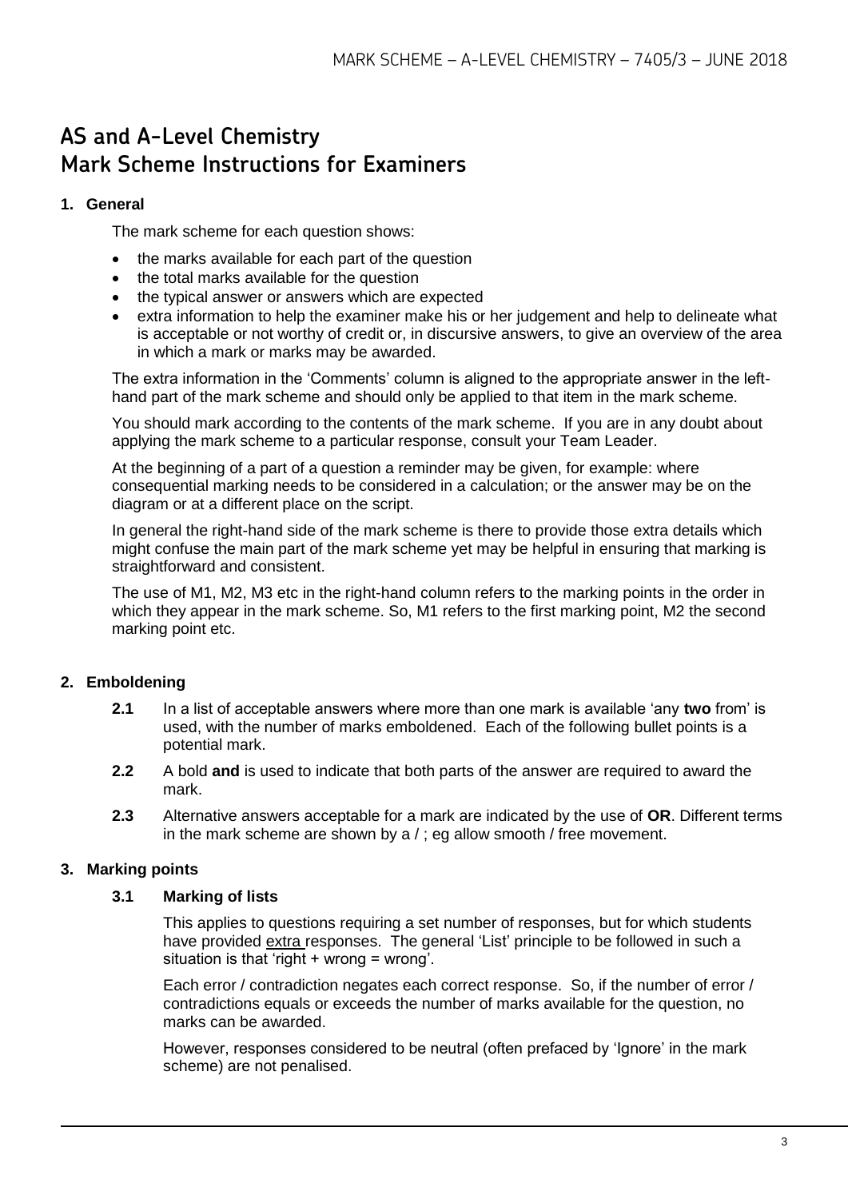# AS and A-Level Chemistry
# Mark Scheme Instructions for Examiners

## 1. General

The mark scheme for each question shows:

- the marks available for each part of the question
- the total marks available for the question
- the typical answer or answers which are expected
- extra information to help the examiner make his or her judgement and help to delineate what is acceptable or not worthy of credit or, in discursive answers, to give an overview of the area in which a mark or marks may be awarded.

The extra information in the 'Comments' column is aligned to the appropriate answer in the left-hand part of the mark scheme and should only be applied to that item in the mark scheme.

You should mark according to the contents of the mark scheme. If you are in any doubt about applying the mark scheme to a particular response, consult your Team Leader.

At the beginning of a part of a question a reminder may be given, for example: where consequential marking needs to be considered in a calculation; or the answer may be on the diagram or at a different place on the script.

In general the right-hand side of the mark scheme is there to provide those extra details which might confuse the main part of the mark scheme yet may be helpful in ensuring that marking is straightforward and consistent.

The use of M1, M2, M3 etc in the right-hand column refers to the marking points in the order in which they appear in the mark scheme. So, M1 refers to the first marking point, M2 the second marking point etc.

## 2. Emboldening

**2.1** In a list of acceptable answers where more than one mark is available 'any **two** from' is used, with the number of marks emboldened. Each of the following bullet points is a potential mark.

**2.2** A bold **and** is used to indicate that both parts of the answer are required to award the mark.

**2.3** Alternative answers acceptable for a mark are indicated by the use of **OR**. Different terms in the mark scheme are shown by a / ; eg allow smooth / free movement.

## 3. Marking points

### 3.1 Marking of lists

This applies to questions requiring a set number of responses, but for which students have provided extra responses. The general 'List' principle to be followed in such a situation is that 'right + wrong = wrong'.

Each error / contradiction negates each correct response. So, if the number of error / contradictions equals or exceeds the number of marks available for the question, no marks can be awarded.

However, responses considered to be neutral (often prefaced by 'Ignore' in the mark scheme) are not penalised.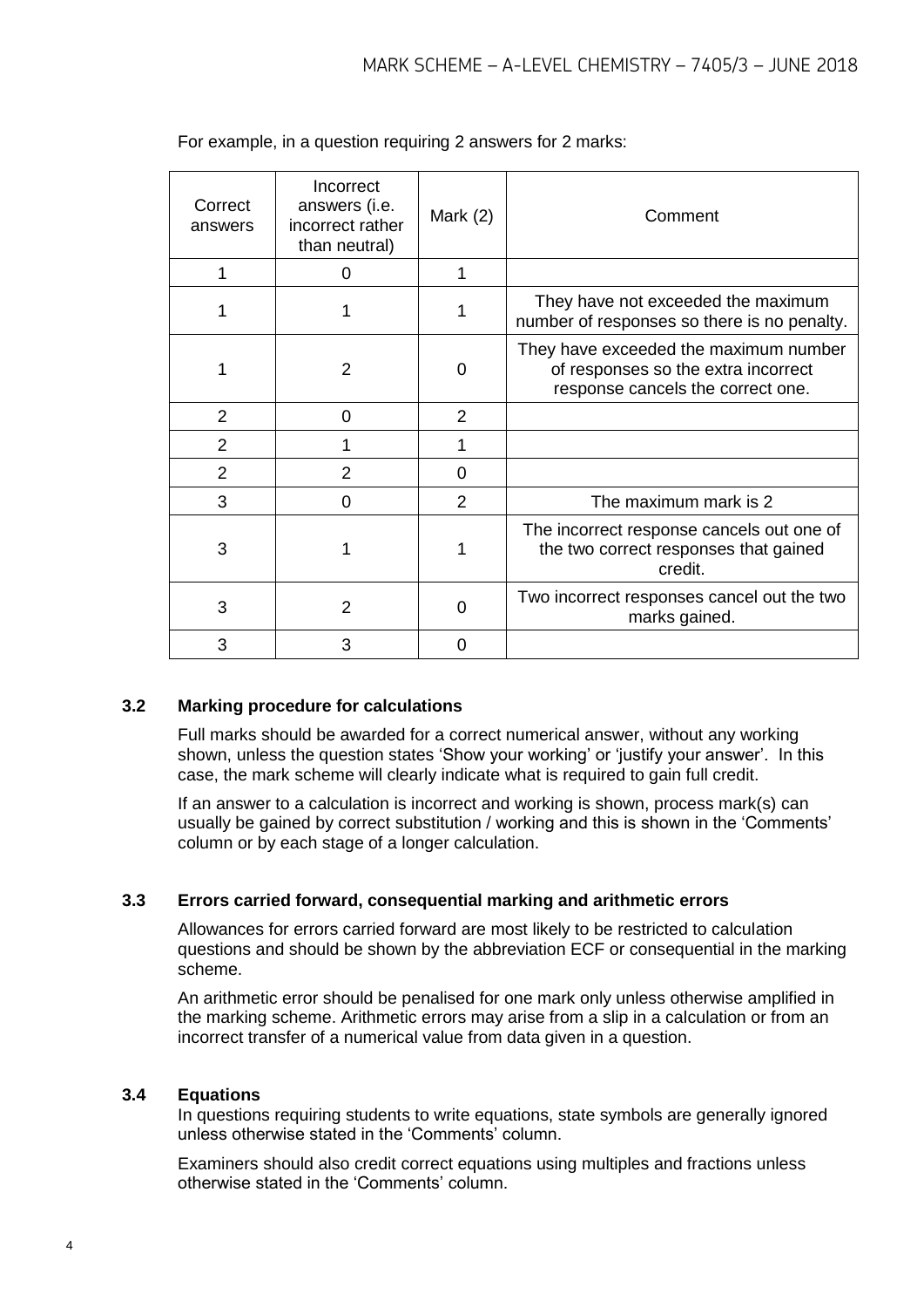For example, in a question requiring 2 answers for 2 marks:

| Correct answers | Incorrect answers (i.e. incorrect rather than neutral) | Mark (2) | Comment |
|---|---|---|---|
| 1 | 0 | 1 | |
| 1 | 1 | 1 | They have not exceeded the maximum number of responses so there is no penalty. |
| 1 | 2 | 0 | They have exceeded the maximum number of responses so the extra incorrect response cancels the correct one. |
| 2 | 0 | 2 | |
| 2 | 1 | 1 | |
| 2 | 2 | 0 | |
| 3 | 0 | 2 | The maximum mark is 2 |
| 3 | 1 | 1 | The incorrect response cancels out one of the two correct responses that gained credit. |
| 3 | 2 | 0 | Two incorrect responses cancel out the two marks gained. |
| 3 | 3 | 0 | |

### 3.2 Marking procedure for calculations

Full marks should be awarded for a correct numerical answer, without any working shown, unless the question states 'Show your working' or 'justify your answer'. In this case, the mark scheme will clearly indicate what is required to gain full credit.

If an answer to a calculation is incorrect and working is shown, process mark(s) can usually be gained by correct substitution / working and this is shown in the 'Comments' column or by each stage of a longer calculation.

### 3.3 Errors carried forward, consequential marking and arithmetic errors

Allowances for errors carried forward are most likely to be restricted to calculation questions and should be shown by the abbreviation ECF or consequential in the marking scheme.

An arithmetic error should be penalised for one mark only unless otherwise amplified in the marking scheme. Arithmetic errors may arise from a slip in a calculation or from an incorrect transfer of a numerical value from data given in a question.

### 3.4 Equations

In questions requiring students to write equations, state symbols are generally ignored unless otherwise stated in the 'Comments' column.

Examiners should also credit correct equations using multiples and fractions unless otherwise stated in the 'Comments' column.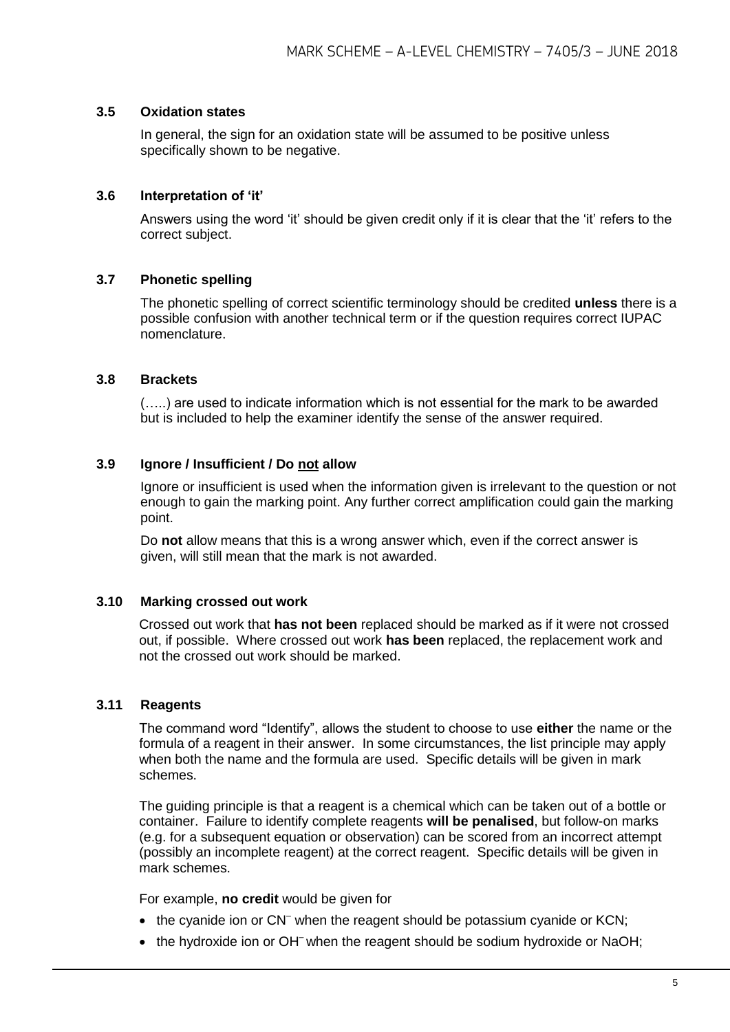### 3.5 Oxidation states

In general, the sign for an oxidation state will be assumed to be positive unless specifically shown to be negative.

### 3.6 Interpretation of 'it'

Answers using the word 'it' should be given credit only if it is clear that the 'it' refers to the correct subject.

### 3.7 Phonetic spelling

The phonetic spelling of correct scientific terminology should be credited **unless** there is a possible confusion with another technical term or if the question requires correct IUPAC nomenclature.

### 3.8 Brackets

(…..) are used to indicate information which is not essential for the mark to be awarded but is included to help the examiner identify the sense of the answer required.

### 3.9 Ignore / Insufficient / Do not allow

Ignore or insufficient is used when the information given is irrelevant to the question or not enough to gain the marking point. Any further correct amplification could gain the marking point.

Do **not** allow means that this is a wrong answer which, even if the correct answer is given, will still mean that the mark is not awarded.

### 3.10 Marking crossed out work

Crossed out work that **has not been** replaced should be marked as if it were not crossed out, if possible. Where crossed out work **has been** replaced, the replacement work and not the crossed out work should be marked.

### 3.11 Reagents

The command word "Identify", allows the student to choose to use **either** the name or the formula of a reagent in their answer. In some circumstances, the list principle may apply when both the name and the formula are used. Specific details will be given in mark schemes.

The guiding principle is that a reagent is a chemical which can be taken out of a bottle or container. Failure to identify complete reagents **will be penalised**, but follow-on marks (e.g. for a subsequent equation or observation) can be scored from an incorrect attempt (possibly an incomplete reagent) at the correct reagent. Specific details will be given in mark schemes.

For example, **no credit** would be given for

- the cyanide ion or $CN^-$ when the reagent should be potassium cyanide or KCN;
- the hydroxide ion or $OH^-$ when the reagent should be sodium hydroxide or NaOH;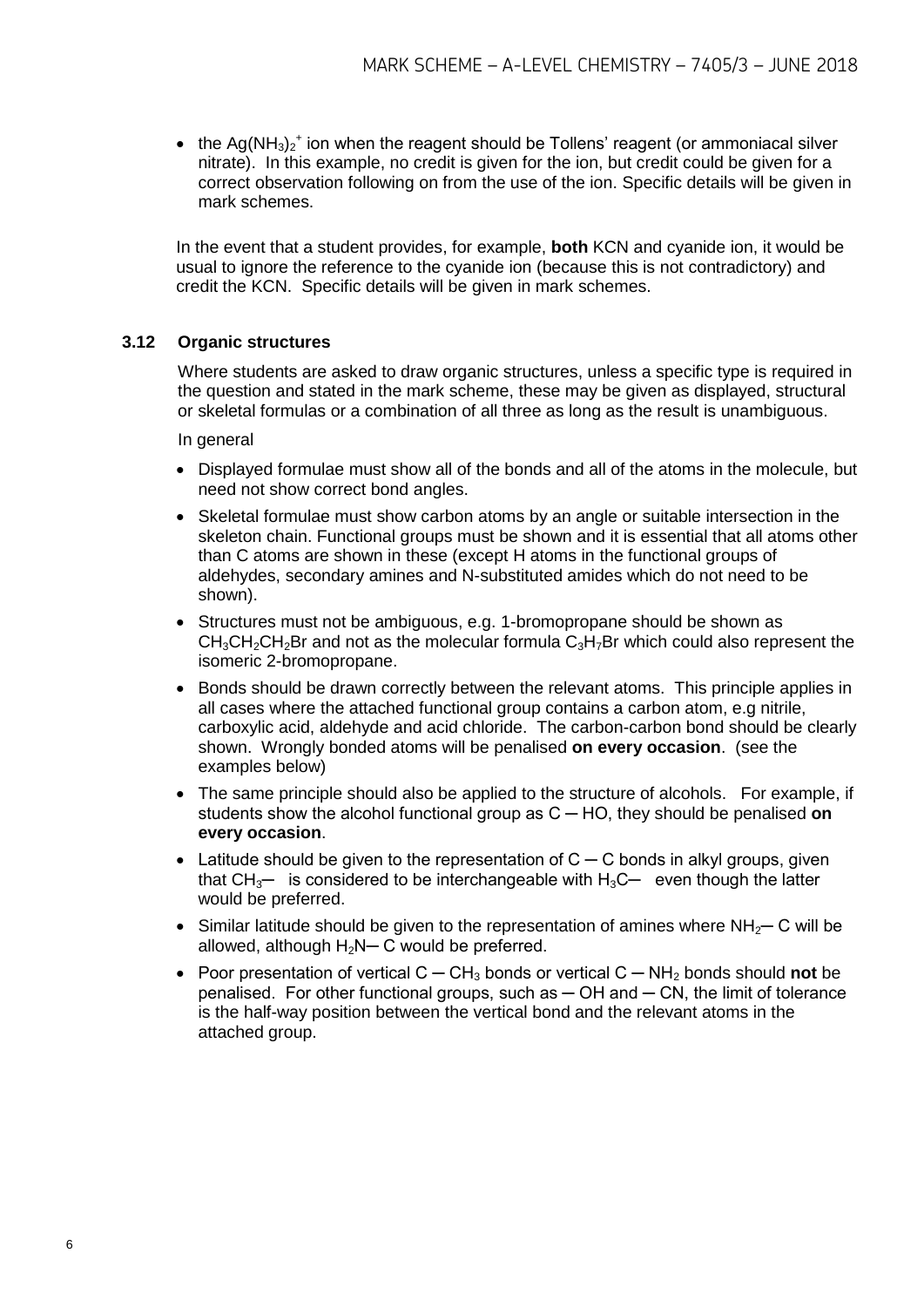- the $Ag(NH_3)_2^+$ ion when the reagent should be Tollens' reagent (or ammoniacal silver nitrate). In this example, no credit is given for the ion, but credit could be given for a correct observation following on from the use of the ion. Specific details will be given in mark schemes.

In the event that a student provides, for example, **both** KCN and cyanide ion, it would be usual to ignore the reference to the cyanide ion (because this is not contradictory) and credit the KCN. Specific details will be given in mark schemes.

### 3.12 Organic structures

Where students are asked to draw organic structures, unless a specific type is required in the question and stated in the mark scheme, these may be given as displayed, structural or skeletal formulas or a combination of all three as long as the result is unambiguous.

In general

- Displayed formulae must show all of the bonds and all of the atoms in the molecule, but need not show correct bond angles.
- Skeletal formulae must show carbon atoms by an angle or suitable intersection in the skeleton chain. Functional groups must be shown and it is essential that all atoms other than C atoms are shown in these (except H atoms in the functional groups of aldehydes, secondary amines and N-substituted amides which do not need to be shown).
- Structures must not be ambiguous, e.g. 1-bromopropane should be shown as $CH_3CH_2CH_2Br$ and not as the molecular formula $C_3H_7Br$ which could also represent the isomeric 2-bromopropane.
- Bonds should be drawn correctly between the relevant atoms. This principle applies in all cases where the attached functional group contains a carbon atom, e.g nitrile, carboxylic acid, aldehyde and acid chloride. The carbon-carbon bond should be clearly shown. Wrongly bonded atoms will be penalised **on every occasion**. (see the examples below)
- The same principle should also be applied to the structure of alcohols. For example, if students show the alcohol functional group as C ─ HO, they should be penalised **on every occasion**.
- Latitude should be given to the representation of C ─ C bonds in alkyl groups, given that $CH_3$─ is considered to be interchangeable with $H_3C$─ even though the latter would be preferred.
- Similar latitude should be given to the representation of amines where $NH_2$─ C will be allowed, although $H_2N$─ C would be preferred.
- Poor presentation of vertical C ─ $CH_3$ bonds or vertical C ─ $NH_2$ bonds should **not** be penalised. For other functional groups, such as ─ OH and ─ CN, the limit of tolerance is the half-way position between the vertical bond and the relevant atoms in the attached group.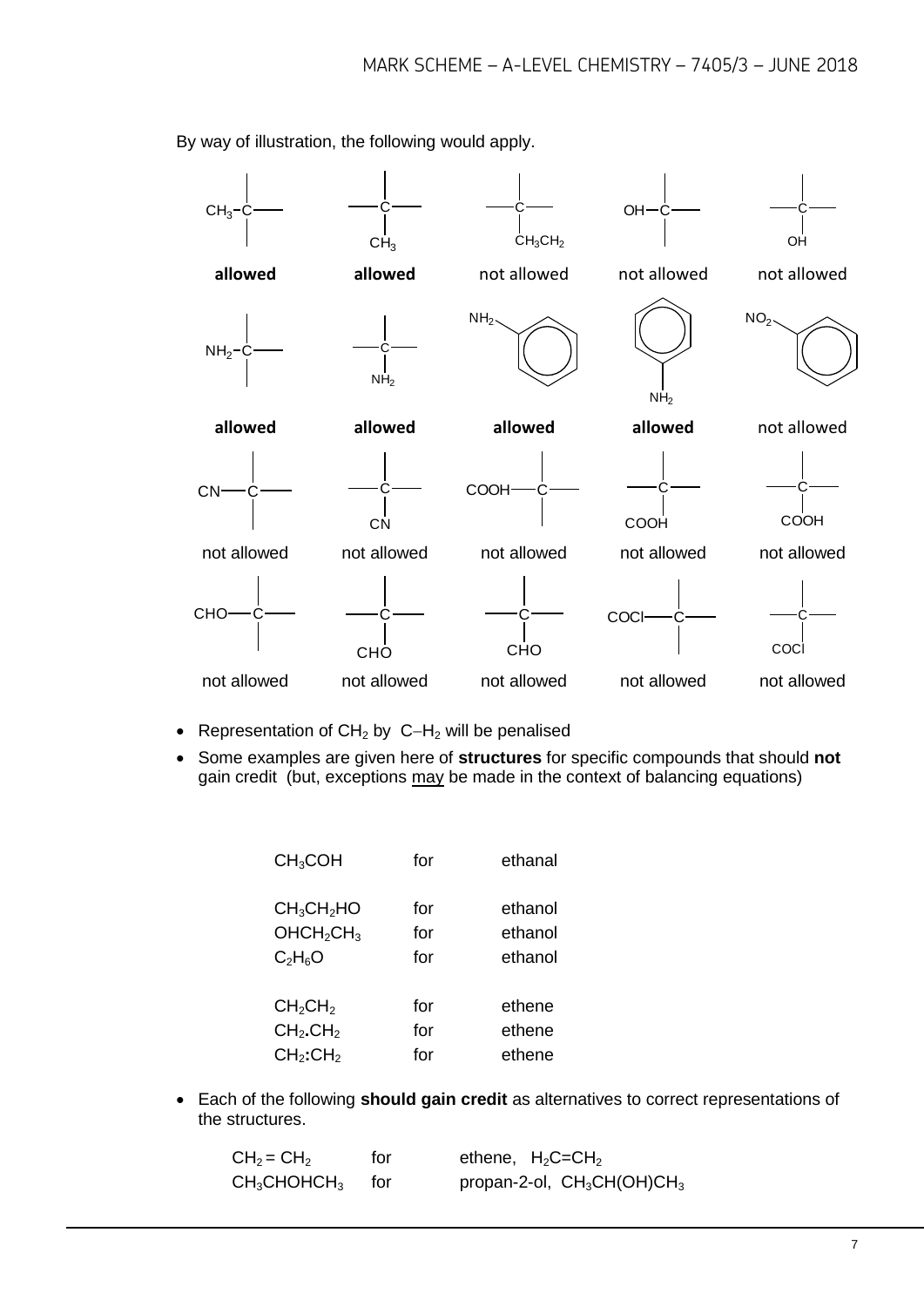By way of illustration, the following would apply.

| Structure | Verdict |
| --- | --- |
| $CH_3$–C (bond from left) | **allowed** |
| C with $CH_3$ below | **allowed** |
| C with $CH_3CH_2$ below | not allowed |
| OH–C (bond from left) | not allowed |
| C with OH below | not allowed |
| $NH_2$–C (bond from left) | **allowed** |
| C with $NH_2$ below | **allowed** |
| $NH_2$ on benzene ring (upper left) | **allowed** |
| $NH_2$ on benzene ring (below) | **allowed** |
| $NO_2$ on benzene ring (upper left) | not allowed |
| CN–C (bond from left) | not allowed |
| C with CN below | not allowed |
| COOH–C (bond from left) | not allowed |
| C with COOH below | not allowed |
| C with COOH below | not allowed |
| CHO–C (bond from left) | not allowed |
| C with CHO below | not allowed |
| C with CHO below | not allowed |
| COCl–C (bond from left) | not allowed |
| C with COCl below | not allowed |

- Representation of $CH_2$ by C–$H_2$ will be penalised
- Some examples are given here of **structures** for specific compounds that should **not** gain credit (but, exceptions may be made in the context of balancing equations)

| | | |
| --- | --- | --- |
| $CH_3COH$ | for | ethanal |
| $CH_3CH_2HO$ | for | ethanol |
| $OHCH_2CH_3$ | for | ethanol |
| $C_2H_6O$ | for | ethanol |
| $CH_2CH_2$ | for | ethene |
| $CH_2.CH_2$ | for | ethene |
| $CH_2:CH_2$ | for | ethene |

- Each of the following **should gain credit** as alternatives to correct representations of the structures.

| | | |
| --- | --- | --- |
| $CH_2 = CH_2$ | for | ethene, $H_2C{=}CH_2$ |
| $CH_3CHOHCH_3$ | for | propan-2-ol, $CH_3CH(OH)CH_3$ |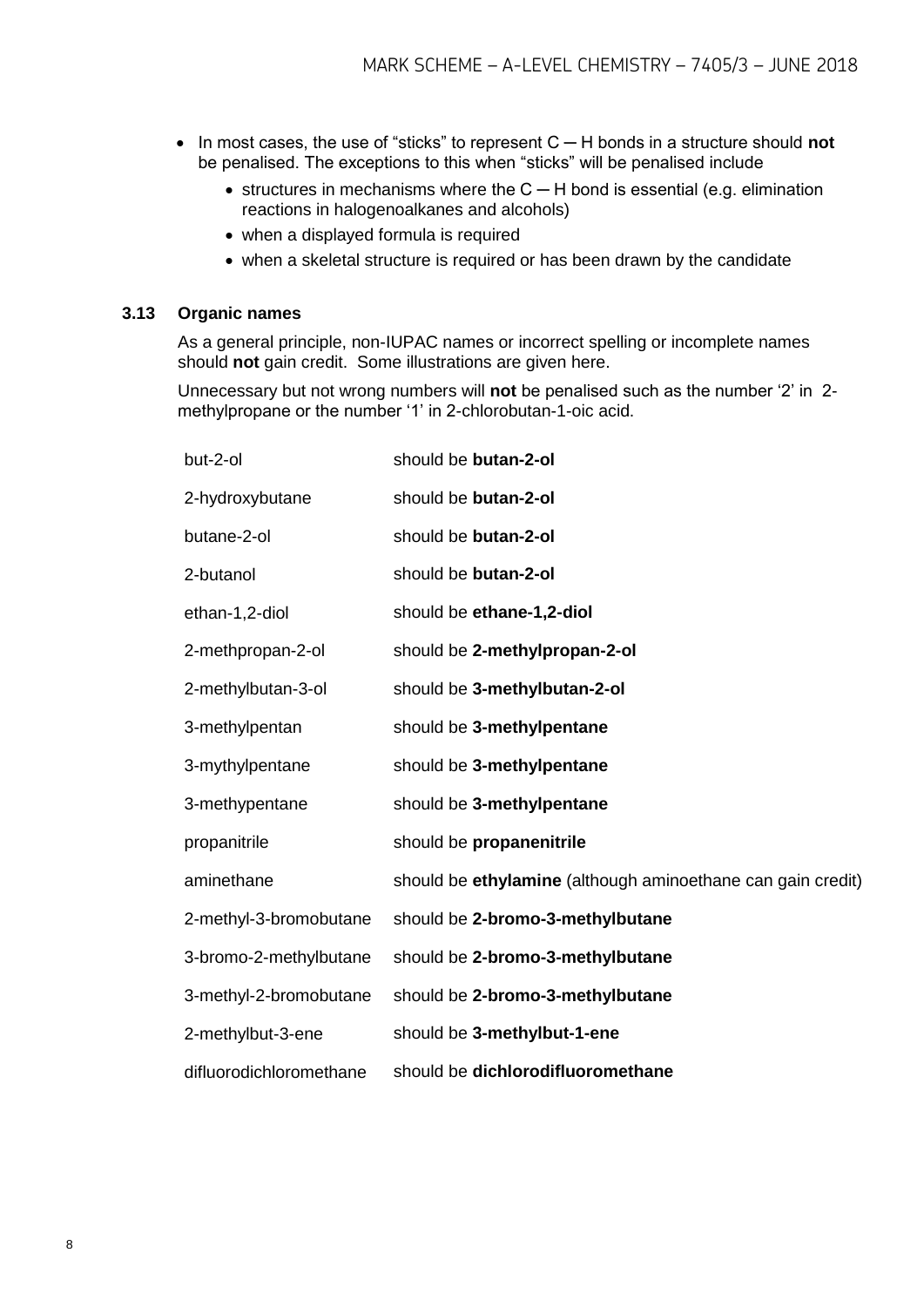- In most cases, the use of "sticks" to represent C ─ H bonds in a structure should **not** be penalised. The exceptions to this when "sticks" will be penalised include
  - structures in mechanisms where the C ─ H bond is essential (e.g. elimination reactions in halogenoalkanes and alcohols)
  - when a displayed formula is required
  - when a skeletal structure is required or has been drawn by the candidate

### 3.13 Organic names

As a general principle, non-IUPAC names or incorrect spelling or incomplete names should **not** gain credit. Some illustrations are given here.

Unnecessary but not wrong numbers will **not** be penalised such as the number '2' in 2-methylpropane or the number '1' in 2-chlorobutan-1-oic acid.

| | |
|---|---|
| but-2-ol | should be **butan-2-ol** |
| 2-hydroxybutane | should be **butan-2-ol** |
| butane-2-ol | should be **butan-2-ol** |
| 2-butanol | should be **butan-2-ol** |
| ethan-1,2-diol | should be **ethane-1,2-diol** |
| 2-methpropan-2-ol | should be **2-methylpropan-2-ol** |
| 2-methylbutan-3-ol | should be **3-methylbutan-2-ol** |
| 3-methylpentan | should be **3-methylpentane** |
| 3-mythylpentane | should be **3-methylpentane** |
| 3-methypentane | should be **3-methylpentane** |
| propanitrile | should be **propanenitrile** |
| aminethane | should be **ethylamine** (although aminoethane can gain credit) |
| 2-methyl-3-bromobutane | should be **2-bromo-3-methylbutane** |
| 3-bromo-2-methylbutane | should be **2-bromo-3-methylbutane** |
| 3-methyl-2-bromobutane | should be **2-bromo-3-methylbutane** |
| 2-methylbut-3-ene | should be **3-methylbut-1-ene** |
| difluorodichloromethane | should be **dichlorodifluoromethane** |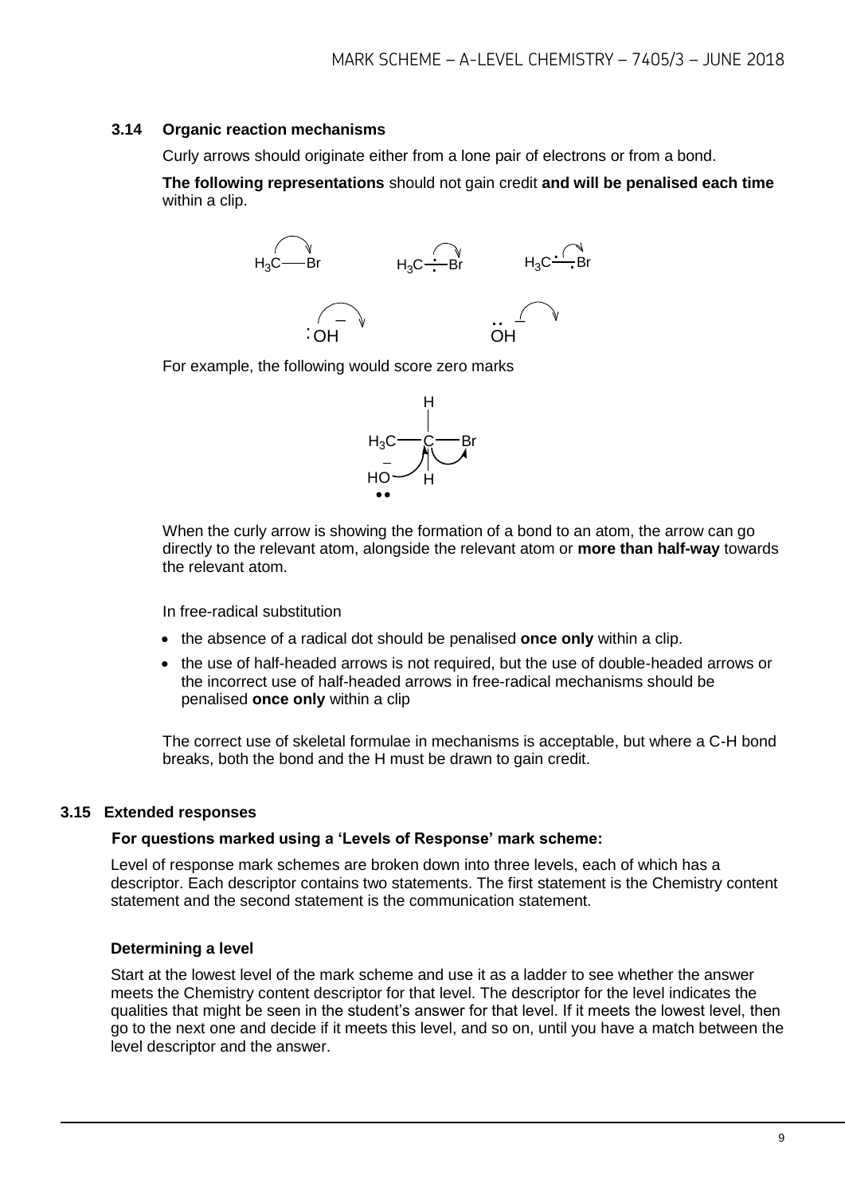### 3.14 Organic reaction mechanisms

Curly arrows should originate either from a lone pair of electrons or from a bond.

**The following representations** should not gain credit **and will be penalised each time** within a clip.

For example, the following would score zero marks

When the curly arrow is showing the formation of a bond to an atom, the arrow can go directly to the relevant atom, alongside the relevant atom or **more than half-way** towards the relevant atom.

In free-radical substitution

- the absence of a radical dot should be penalised **once only** within a clip.
- the use of half-headed arrows is not required, but the use of double-headed arrows or the incorrect use of half-headed arrows in free-radical mechanisms should be penalised **once only** within a clip

The correct use of skeletal formulae in mechanisms is acceptable, but where a C-H bond breaks, both the bond and the H must be drawn to gain credit.

### 3.15 Extended responses

**For questions marked using a 'Levels of Response' mark scheme:**

Level of response mark schemes are broken down into three levels, each of which has a descriptor. Each descriptor contains two statements. The first statement is the Chemistry content statement and the second statement is the communication statement.

#### Determining a level

Start at the lowest level of the mark scheme and use it as a ladder to see whether the answer meets the Chemistry content descriptor for that level. The descriptor for the level indicates the qualities that might be seen in the student's answer for that level. If it meets the lowest level, then go to the next one and decide if it meets this level, and so on, until you have a match between the level descriptor and the answer.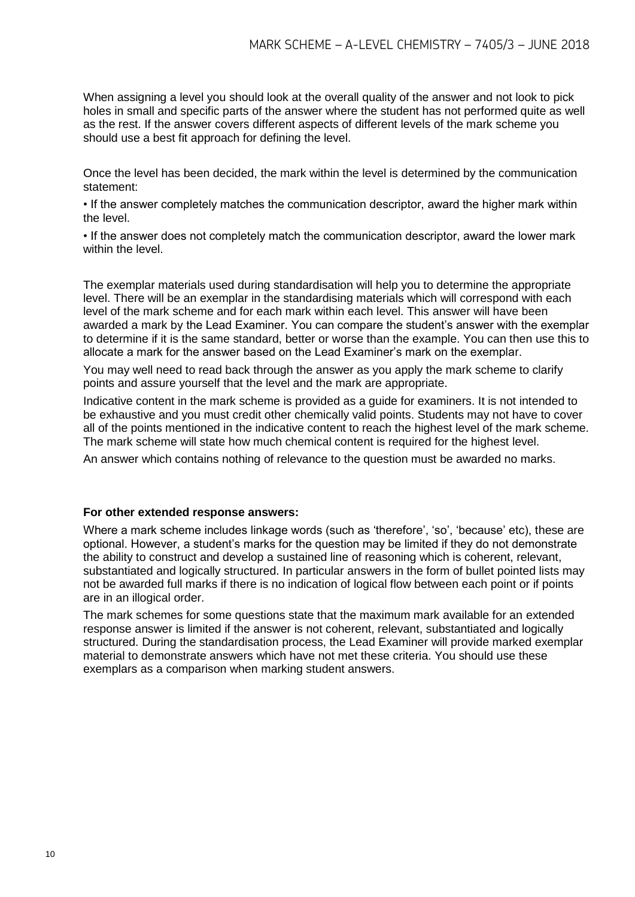When assigning a level you should look at the overall quality of the answer and not look to pick holes in small and specific parts of the answer where the student has not performed quite as well as the rest. If the answer covers different aspects of different levels of the mark scheme you should use a best fit approach for defining the level.

Once the level has been decided, the mark within the level is determined by the communication statement:

• If the answer completely matches the communication descriptor, award the higher mark within the level.

• If the answer does not completely match the communication descriptor, award the lower mark within the level.

The exemplar materials used during standardisation will help you to determine the appropriate level. There will be an exemplar in the standardising materials which will correspond with each level of the mark scheme and for each mark within each level. This answer will have been awarded a mark by the Lead Examiner. You can compare the student's answer with the exemplar to determine if it is the same standard, better or worse than the example. You can then use this to allocate a mark for the answer based on the Lead Examiner's mark on the exemplar.

You may well need to read back through the answer as you apply the mark scheme to clarify points and assure yourself that the level and the mark are appropriate.

Indicative content in the mark scheme is provided as a guide for examiners. It is not intended to be exhaustive and you must credit other chemically valid points. Students may not have to cover all of the points mentioned in the indicative content to reach the highest level of the mark scheme. The mark scheme will state how much chemical content is required for the highest level.

An answer which contains nothing of relevance to the question must be awarded no marks.

**For other extended response answers:**

Where a mark scheme includes linkage words (such as 'therefore', 'so', 'because' etc), these are optional. However, a student's marks for the question may be limited if they do not demonstrate the ability to construct and develop a sustained line of reasoning which is coherent, relevant, substantiated and logically structured. In particular answers in the form of bullet pointed lists may not be awarded full marks if there is no indication of logical flow between each point or if points are in an illogical order.

The mark schemes for some questions state that the maximum mark available for an extended response answer is limited if the answer is not coherent, relevant, substantiated and logically structured. During the standardisation process, the Lead Examiner will provide marked exemplar material to demonstrate answers which have not met these criteria. You should use these exemplars as a comparison when marking student answers.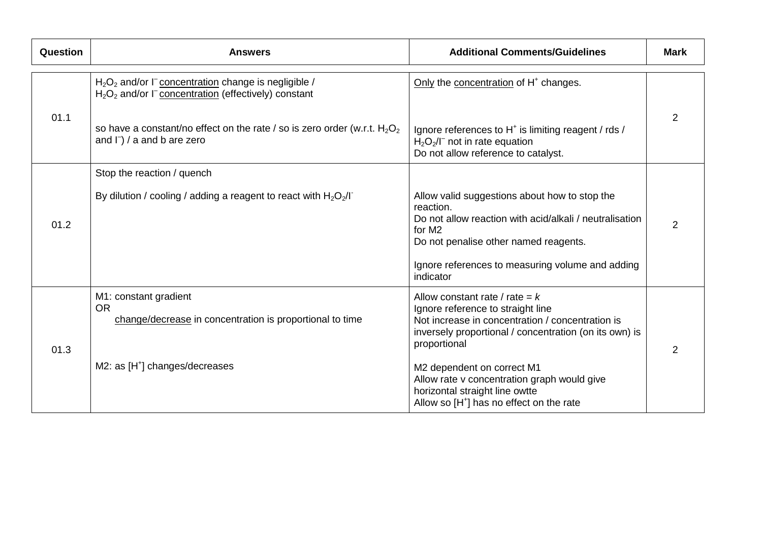| Question | Answers | Additional Comments/Guidelines | Mark |
|---|---|---|---|
| 01.1 | $H_2O_2$ and/or $I^-$ concentration change is negligible / $H_2O_2$ and/or $I^-$ concentration (effectively) constant<br><br>so have a constant/no effect on the rate / so is zero order (w.r.t. $H_2O_2$ and $I^-$) / a and b are zero | Only the concentration of $H^+$ changes.<br><br>Ignore references to $H^+$ is limiting reagent / rds / $H_2O_2$/$I^-$ not in rate equation<br>Do not allow reference to catalyst. | 2 |
| 01.2 | Stop the reaction / quench<br><br>By dilution / cooling / adding a reagent to react with $H_2O_2$/$I^-$ | Allow valid suggestions about how to stop the reaction.<br>Do not allow reaction with acid/alkali / neutralisation for M2<br>Do not penalise other named reagents.<br><br>Ignore references to measuring volume and adding indicator | 2 |
| 01.3 | M1: constant gradient<br>OR<br>change/decrease in concentration is proportional to time<br><br>M2: as $[H^+]$ changes/decreases | Allow constant rate / rate = $k$<br>Ignore reference to straight line<br>Not increase in concentration / concentration is inversely proportional / concentration (on its own) is proportional<br><br>M2 dependent on correct M1<br>Allow rate v concentration graph would give horizontal straight line owtte<br>Allow so $[H^+]$ has no effect on the rate | 2 |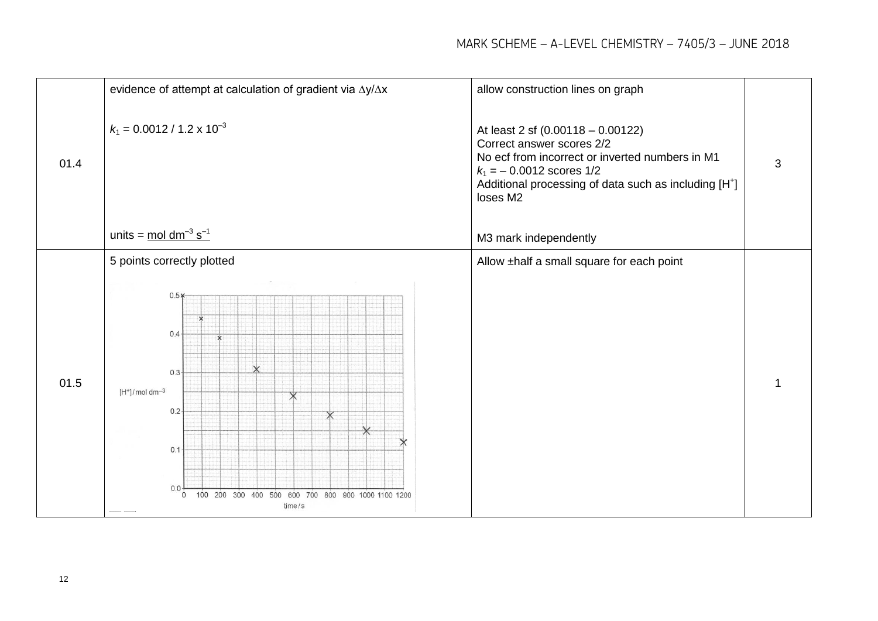| | | | |
|---|---|---|---|
| 01.4 | evidence of attempt at calculation of gradient via $\Delta y/\Delta x$<br><br>$k_1 = 0.0012 / 1.2 \times 10^{-3}$<br><br>units = mol dm$^{-3}$ s$^{-1}$ | allow construction lines on graph<br><br>At least 2 sf (0.00118 – 0.00122)<br>Correct answer scores 2/2<br>No ecf from incorrect or inverted numbers in M1<br>$k_1 = -0.0012$ scores 1/2<br>Additional processing of data such as including $[H^+]$ loses M2<br><br>M3 mark independently | 3 |
| 01.5 | 5 points correctly plotted | Allow ±half a small square for each point | 1 |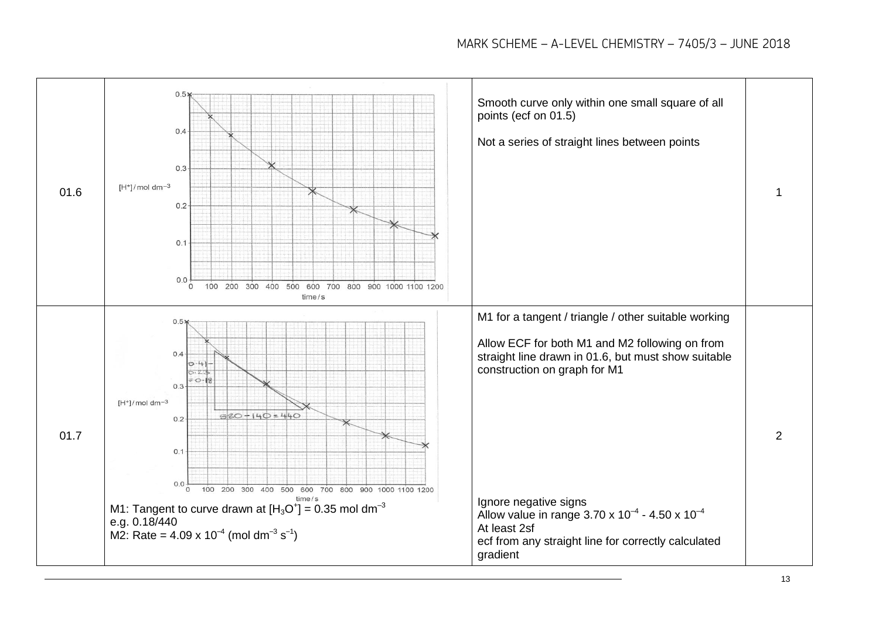| | | | |
|---|---|---|---|
| 01.6 | $[H^+]$ / mol dm$^{-3}$ vs time / s (graph) | Smooth curve only within one small square of all points (ecf on 01.5)<br><br>Not a series of straight lines between points | 1 |
| 01.7 | $[H^+]$ / mol dm$^{-3}$ vs time / s (graph)<br><br>0.41 − 0.23 = 0.18<br>520 − 140 = 440<br><br>M1: Tangent to curve drawn at $[H_3O^+]$ = 0.35 mol dm$^{-3}$<br>e.g. 0.18/440<br>M2: Rate = $4.09 \times 10^{-4}$ (mol dm$^{-3}$ s$^{-1}$) | M1 for a tangent / triangle / other suitable working<br><br>Allow ECF for both M1 and M2 following on from straight line drawn in 01.6, but must show suitable construction on graph for M1<br><br>Ignore negative signs<br>Allow value in range $3.70 \times 10^{-4}$ - $4.50 \times 10^{-4}$<br>At least 2sf<br>ecf from any straight line for correctly calculated gradient | 2 |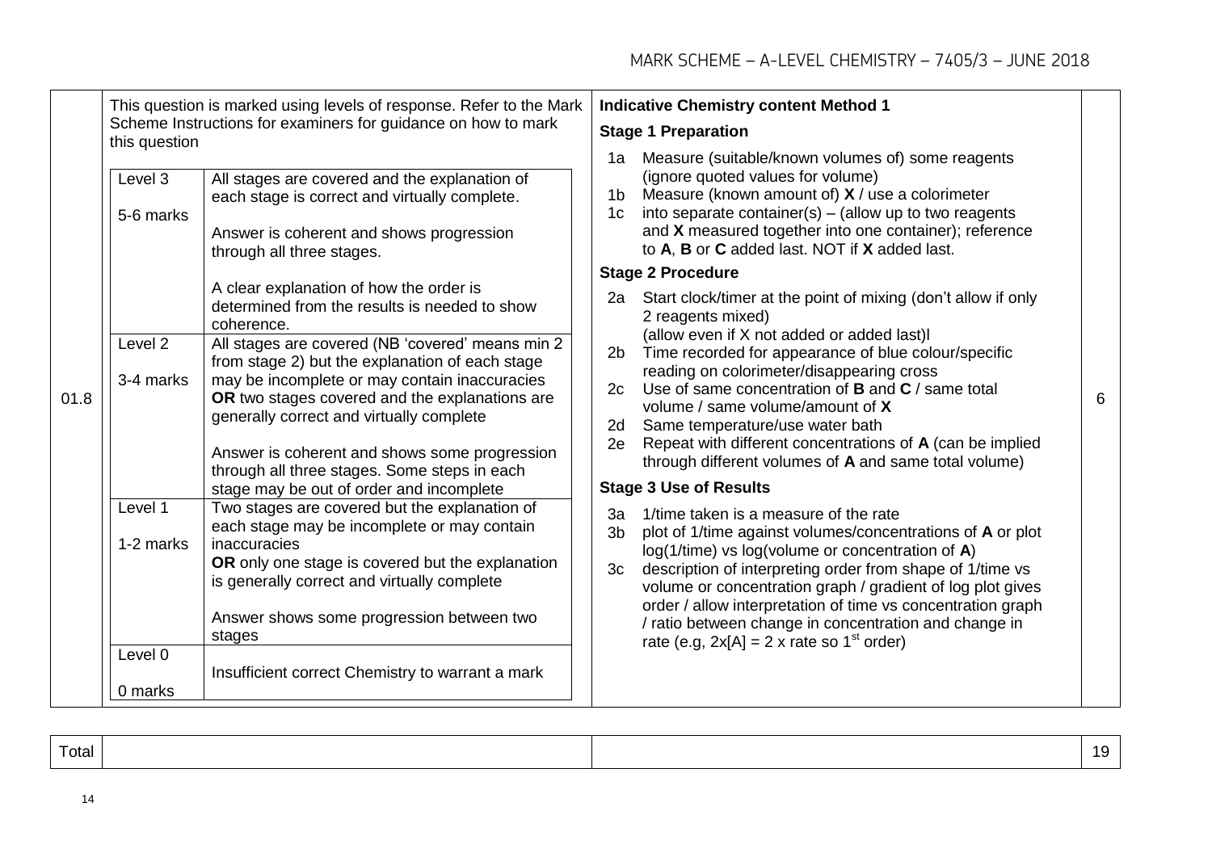| | | | |
|---|---|---|---|
| 01.8 | This question is marked using levels of response. Refer to the Mark Scheme Instructions for examiners for guidance on how to mark this question<br><br>**Level 3 (5-6 marks):** All stages are covered and the explanation of each stage is correct and virtually complete.<br>Answer is coherent and shows progression through all three stages.<br>A clear explanation of how the order is determined from the results is needed to show coherence.<br><br>**Level 2 (3-4 marks):** All stages are covered (NB 'covered' means min 2 from stage 2) but the explanation of each stage may be incomplete or may contain inaccuracies **OR** two stages covered and the explanations are generally correct and virtually complete<br>Answer is coherent and shows some progression through all three stages. Some steps in each stage may be out of order and incomplete<br><br>**Level 1 (1-2 marks):** Two stages are covered but the explanation of each stage may be incomplete or may contain inaccuracies **OR** only one stage is covered but the explanation is generally correct and virtually complete<br>Answer shows some progression between two stages<br><br>**Level 0 (0 marks):** Insufficient correct Chemistry to warrant a mark | **Indicative Chemistry content Method 1**<br><br>**Stage 1 Preparation**<br>1a Measure (suitable/known volumes of) some reagents (ignore quoted values for volume)<br>1b Measure (known amount of) **X** / use a colorimeter<br>1c into separate container(s) – (allow up to two reagents and **X** measured together into one container); reference to **A**, **B** or **C** added last. NOT if **X** added last.<br><br>**Stage 2 Procedure**<br>2a Start clock/timer at the point of mixing (don't allow if only 2 reagents mixed) (allow even if X not added or added last)l<br>2b Time recorded for appearance of blue colour/specific reading on colorimeter/disappearing cross<br>2c Use of same concentration of **B** and **C** / same total volume / same volume/amount of **X**<br>2d Same temperature/use water bath<br>2e Repeat with different concentrations of **A** (can be implied through different volumes of **A** and same total volume)<br><br>**Stage 3 Use of Results**<br>3a 1/time taken is a measure of the rate<br>3b plot of 1/time against volumes/concentrations of **A** or plot log(1/time) vs log(volume or concentration of **A**)<br>3c description of interpreting order from shape of 1/time vs volume or concentration graph / gradient of log plot gives order / allow interpretation of time vs concentration graph / ratio between change in concentration and change in rate (e.g, 2x[A] = 2 x rate so 1st order) | 6 |

| | | | |
|---|---|---|---|
| Total | | | 19 |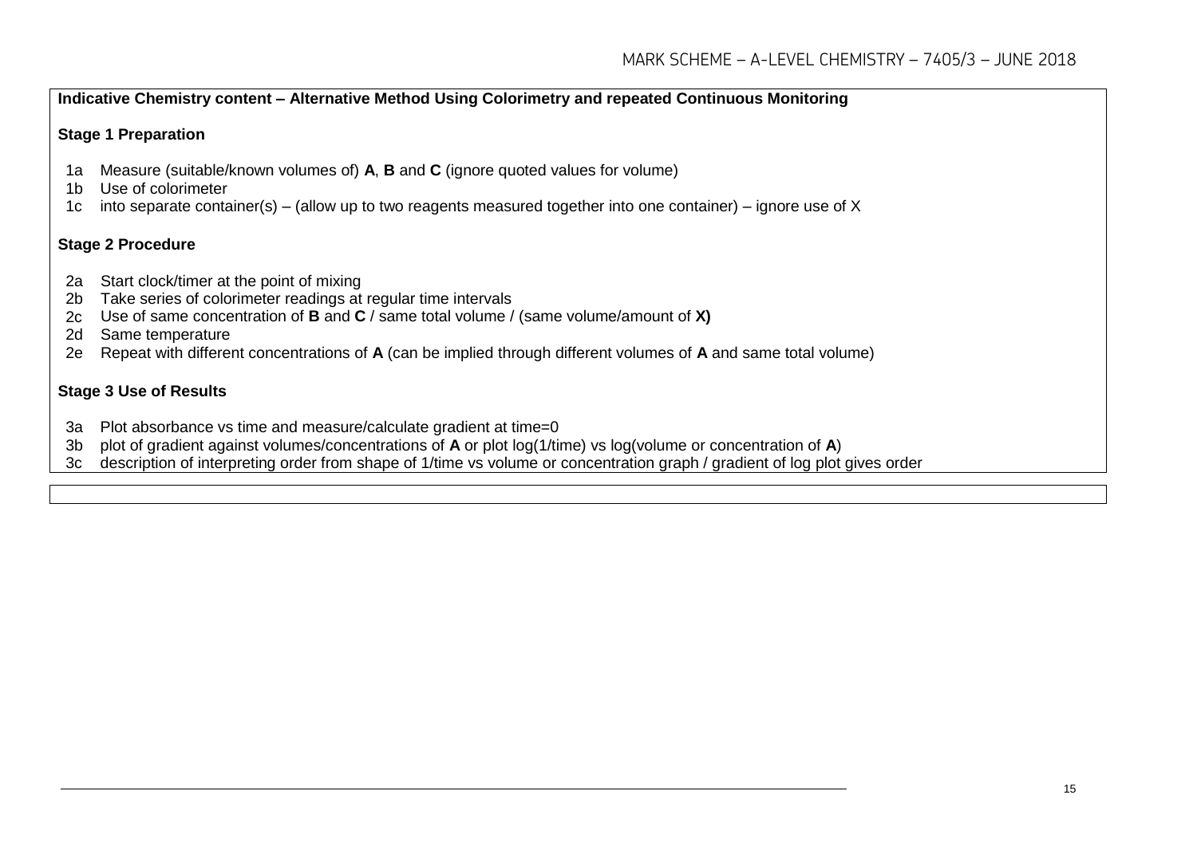**Indicative Chemistry content – Alternative Method Using Colorimetry and repeated Continuous Monitoring**

**Stage 1 Preparation**

- 1a Measure (suitable/known volumes of) **A**, **B** and **C** (ignore quoted values for volume)
- 1b Use of colorimeter
- 1c into separate container(s) – (allow up to two reagents measured together into one container) – ignore use of X

**Stage 2 Procedure**

- 2a Start clock/timer at the point of mixing
- 2b Take series of colorimeter readings at regular time intervals
- 2c Use of same concentration of **B** and **C** / same total volume / (same volume/amount of **X)**
- 2d Same temperature
- 2e Repeat with different concentrations of **A** (can be implied through different volumes of **A** and same total volume)

**Stage 3 Use of Results**

- 3a Plot absorbance vs time and measure/calculate gradient at time=0
- 3b plot of gradient against volumes/concentrations of **A** or plot log(1/time) vs log(volume or concentration of **A**)
- 3c description of interpreting order from shape of 1/time vs volume or concentration graph / gradient of log plot gives order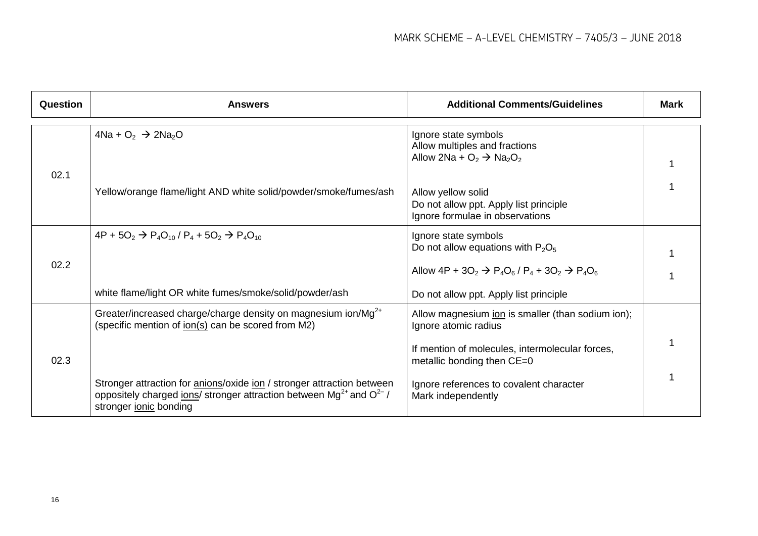| Question | Answers | Additional Comments/Guidelines | Mark |
|---|---|---|---|
| 02.1 | $4Na + O_2 \rightarrow 2Na_2O$ | Ignore state symbols<br>Allow multiples and fractions<br>Allow $2Na + O_2 \rightarrow Na_2O_2$ | 1 |
| | Yellow/orange flame/light AND white solid/powder/smoke/fumes/ash | Allow yellow solid<br>Do not allow ppt. Apply list principle<br>Ignore formulae in observations | 1 |
| 02.2 | $4P + 5O_2 \rightarrow P_4O_{10}$ / $P_4 + 5O_2 \rightarrow P_4O_{10}$ | Ignore state symbols<br>Do not allow equations with $P_2O_5$<br><br>Allow $4P + 3O_2 \rightarrow P_4O_6$ / $P_4 + 3O_2 \rightarrow P_4O_6$ | 1 |
| | white flame/light OR white fumes/smoke/solid/powder/ash | Do not allow ppt. Apply list principle | 1 |
| 02.3 | Greater/increased charge/charge density on magnesium ion/$Mg^{2+}$<br>(specific mention of ion(s) can be scored from M2) | Allow magnesium ion is smaller (than sodium ion);<br>Ignore atomic radius<br><br>If mention of molecules, intermolecular forces, metallic bonding then CE=0 | 1 |
| | Stronger attraction for anions/oxide ion / stronger attraction between oppositely charged ions/ stronger attraction between $Mg^{2+}$ and $O^{2-}$ / stronger ionic bonding | Ignore references to covalent character<br>Mark independently | 1 |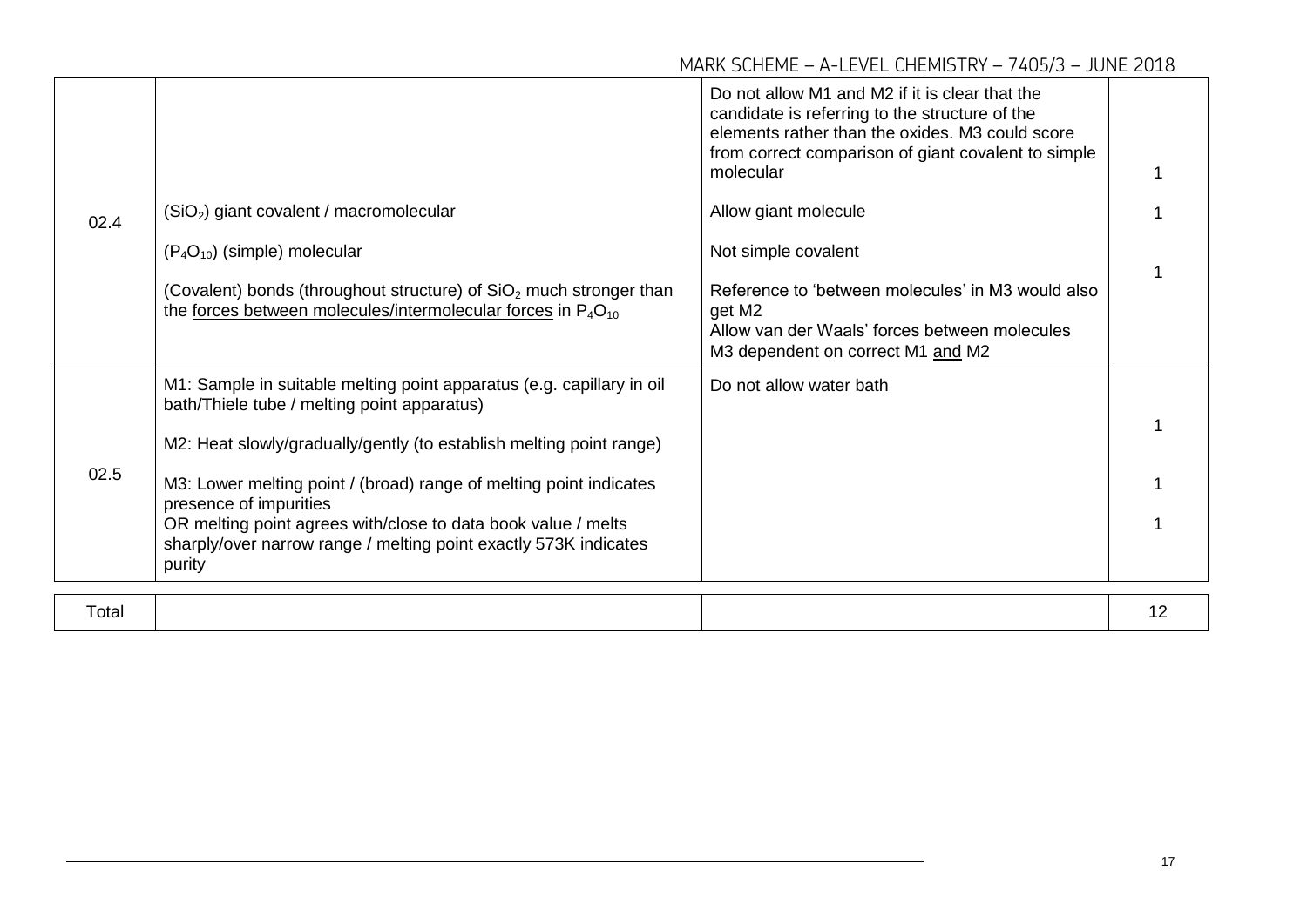| | | | |
|---|---|---|---|
| 02.4 | | Do not allow M1 and M2 if it is clear that the candidate is referring to the structure of the elements rather than the oxides. M3 could score from correct comparison of giant covalent to simple molecular | 1 |
| | ($SiO_2$) giant covalent / macromolecular | Allow giant molecule | 1 |
| | ($P_4O_{10}$) (simple) molecular | Not simple covalent | |
| | (Covalent) bonds (throughout structure) of $SiO_2$ much stronger than the forces between molecules/intermolecular forces in $P_4O_{10}$ | Reference to 'between molecules' in M3 would also get M2<br>Allow van der Waals' forces between molecules<br>M3 dependent on correct M1 and M2 | 1 |
| 02.5 | M1: Sample in suitable melting point apparatus (e.g. capillary in oil bath/Thiele tube / melting point apparatus) | Do not allow water bath | 1 |
| | M2: Heat slowly/gradually/gently (to establish melting point range) | | 1 |
| | M3: Lower melting point / (broad) range of melting point indicates presence of impurities<br>OR melting point agrees with/close to data book value / melts sharply/over narrow range / melting point exactly 573K indicates purity | | 1 |
| Total | | | 12 |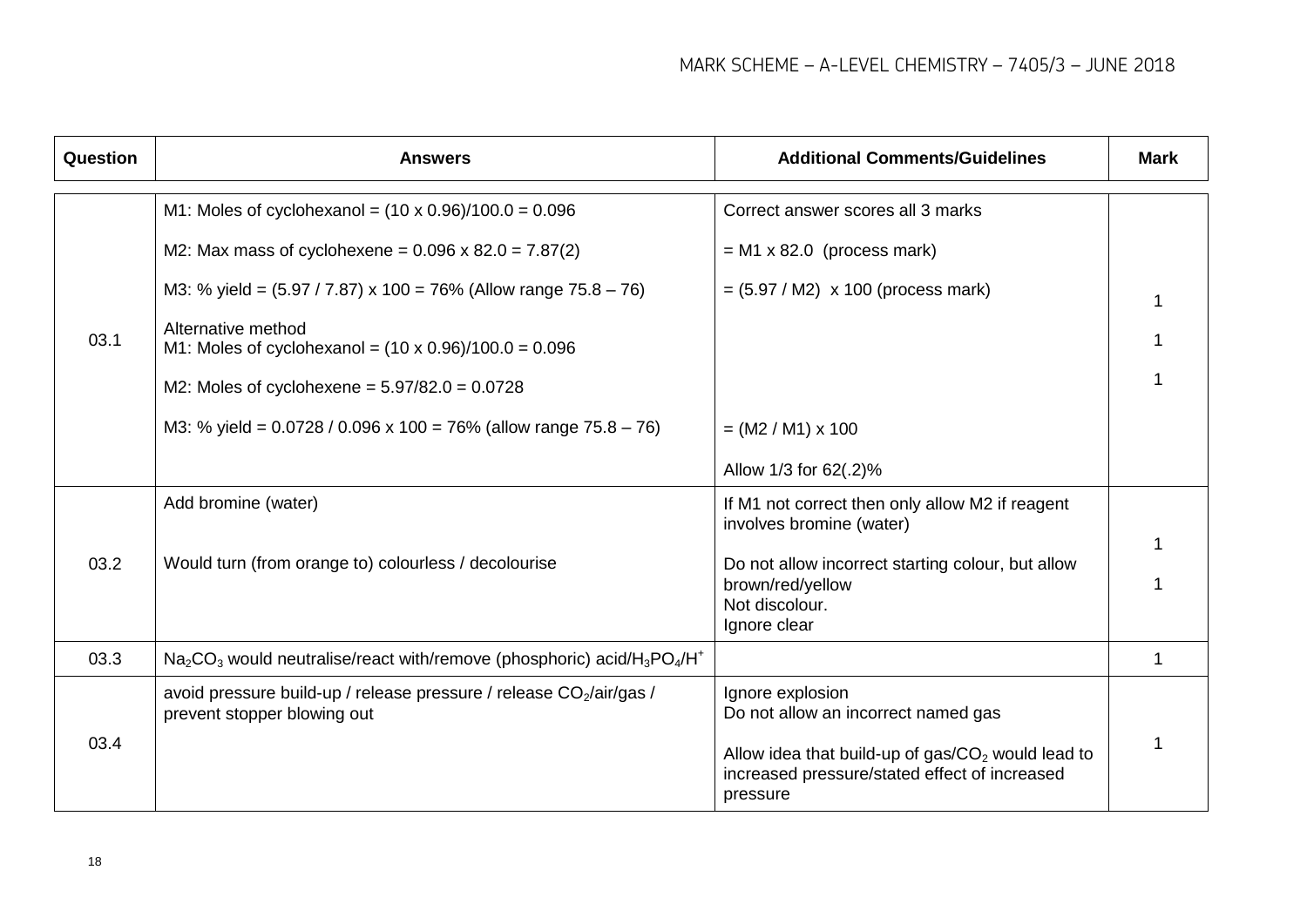| Question | Answers | Additional Comments/Guidelines | Mark |
|---|---|---|---|
| 03.1 | M1: Moles of cyclohexanol = (10 x 0.96)/100.0 = 0.096<br><br>M2: Max mass of cyclohexene = 0.096 x 82.0 = 7.87(2)<br><br>M3: % yield = (5.97 / 7.87) x 100 = 76% (Allow range 75.8 – 76)<br><br>Alternative method<br>M1: Moles of cyclohexanol = (10 x 0.96)/100.0 = 0.096<br><br>M2: Moles of cyclohexene = 5.97/82.0 = 0.0728<br><br>M3: % yield = 0.0728 / 0.096 x 100 = 76% (allow range 75.8 – 76) | Correct answer scores all 3 marks<br><br>= M1 x 82.0 (process mark)<br><br>= (5.97 / M2) x 100 (process mark)<br><br>= (M2 / M1) x 100<br><br>Allow 1/3 for 62(.2)% | 1<br><br>1<br><br>1 |
| 03.2 | Add bromine (water)<br><br>Would turn (from orange to) colourless / decolourise | If M1 not correct then only allow M2 if reagent involves bromine (water)<br><br>Do not allow incorrect starting colour, but allow brown/red/yellow<br>Not discolour.<br>Ignore clear | 1<br><br>1 |
| 03.3 | $Na_2CO_3$ would neutralise/react with/remove (phosphoric) acid/$H_3PO_4$/$H^+$ | | 1 |
| 03.4 | avoid pressure build-up / release pressure / release $CO_2$/air/gas / prevent stopper blowing out | Ignore explosion<br>Do not allow an incorrect named gas<br><br>Allow idea that build-up of gas/$CO_2$ would lead to increased pressure/stated effect of increased pressure | 1 |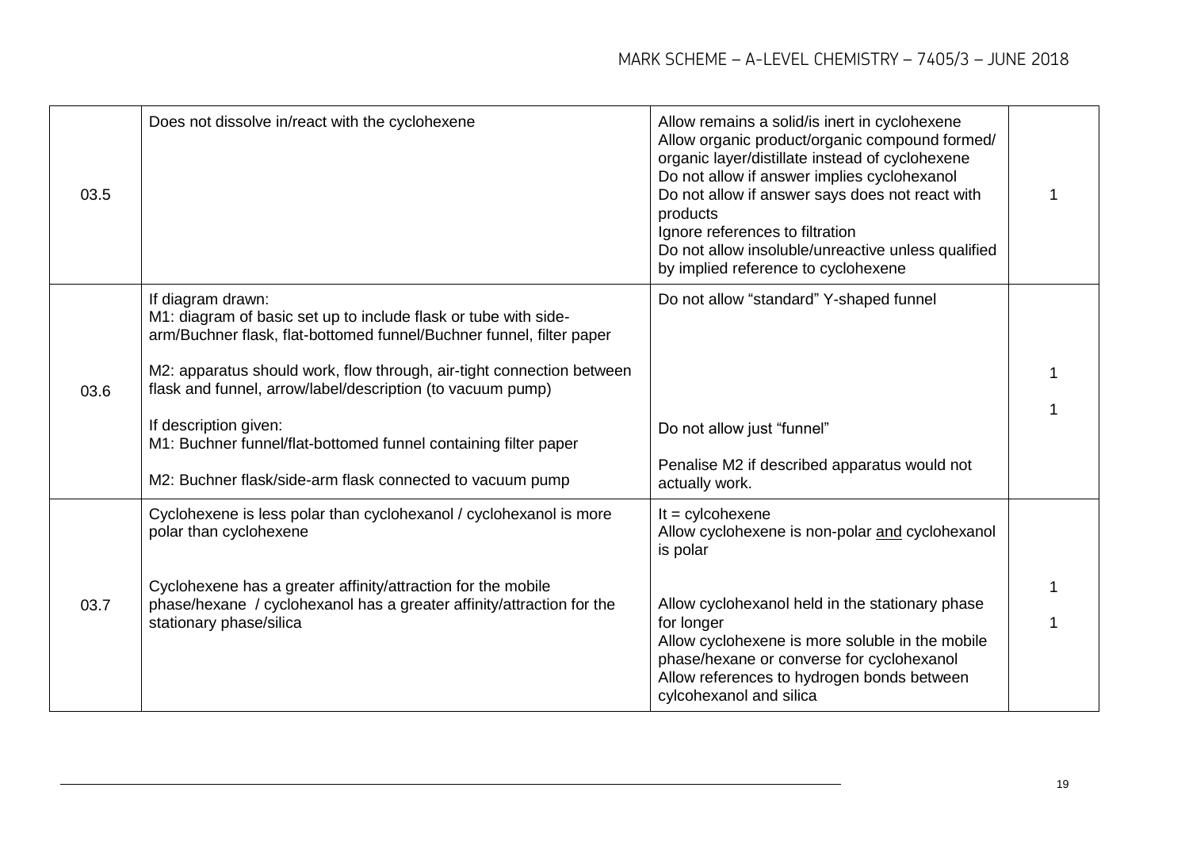| | | | |
|---|---|---|---|
| 03.5 | Does not dissolve in/react with the cyclohexene | Allow remains a solid/is inert in cyclohexene<br>Allow organic product/organic compound formed/ organic layer/distillate instead of cyclohexene<br>Do not allow if answer implies cyclohexanol<br>Do not allow if answer says does not react with products<br>Ignore references to filtration<br>Do not allow insoluble/unreactive unless qualified by implied reference to cyclohexene | 1 |
| 03.6 | If diagram drawn:<br>M1: diagram of basic set up to include flask or tube with side-arm/Buchner flask, flat-bottomed funnel/Buchner funnel, filter paper<br><br>M2: apparatus should work, flow through, air-tight connection between flask and funnel, arrow/label/description (to vacuum pump)<br><br>If description given:<br>M1: Buchner funnel/flat-bottomed funnel containing filter paper<br><br>M2: Buchner flask/side-arm flask connected to vacuum pump | Do not allow "standard" Y-shaped funnel<br><br>Do not allow just "funnel"<br><br>Penalise M2 if described apparatus would not actually work. | 1<br><br>1 |
| 03.7 | Cyclohexene is less polar than cyclohexanol / cyclohexanol is more polar than cyclohexene<br><br>Cyclohexene has a greater affinity/attraction for the mobile phase/hexane / cyclohexanol has a greater affinity/attraction for the stationary phase/silica | It = cylcohexene<br>Allow cyclohexene is non-polar <u>and</u> cyclohexanol is polar<br><br>Allow cyclohexanol held in the stationary phase for longer<br>Allow cyclohexene is more soluble in the mobile phase/hexane or converse for cyclohexanol<br>Allow references to hydrogen bonds between cylcohexanol and silica | 1<br><br>1 |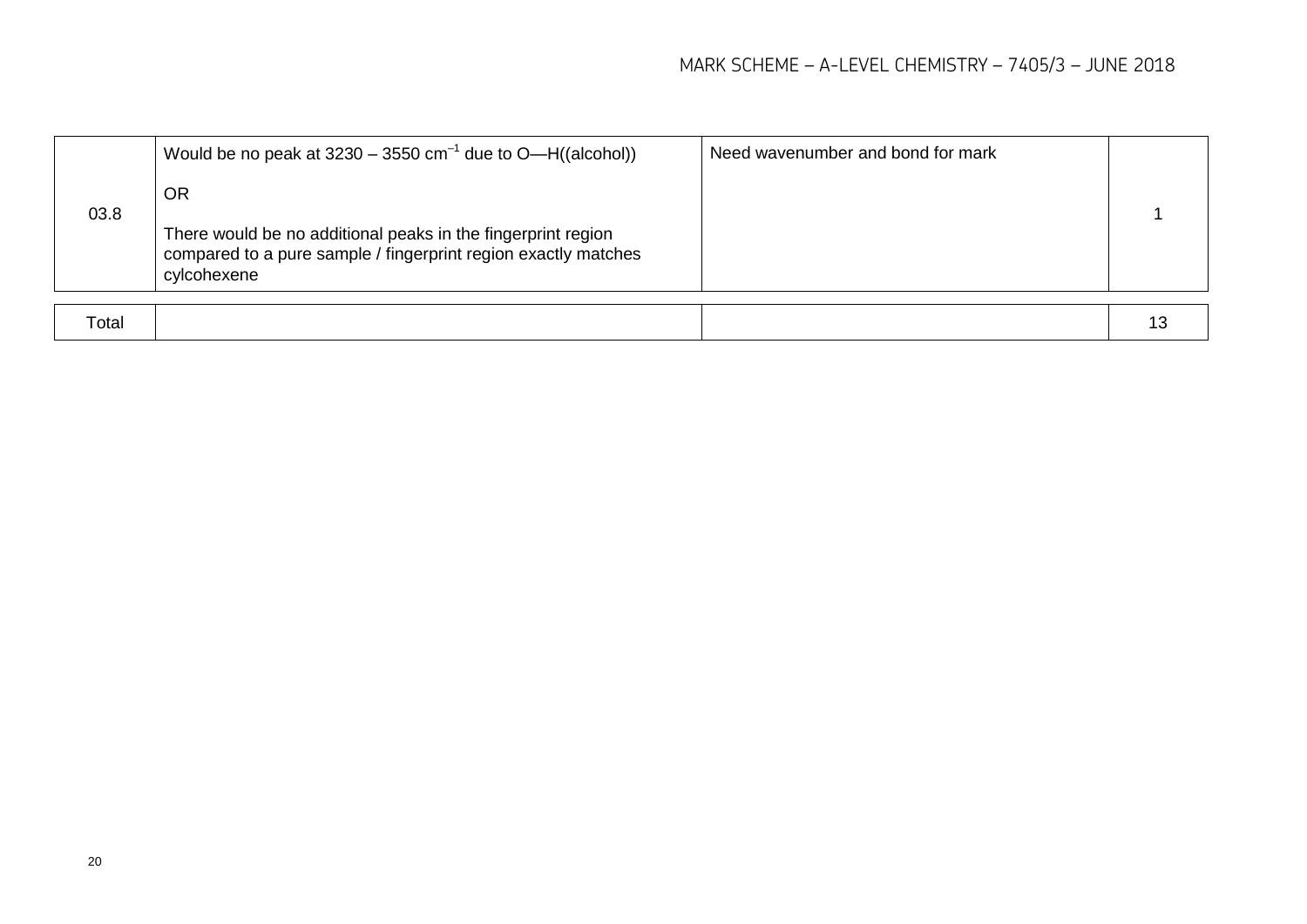| 03.8 | Would be no peak at 3230 – 3550 $cm^{-1}$ due to O—H((alcohol))<br><br>OR<br><br>There would be no additional peaks in the fingerprint region compared to a pure sample / fingerprint region exactly matches cylcohexene | Need wavenumber and bond for mark | 1 |
|---|---|---|---|
| Total | | | 13 |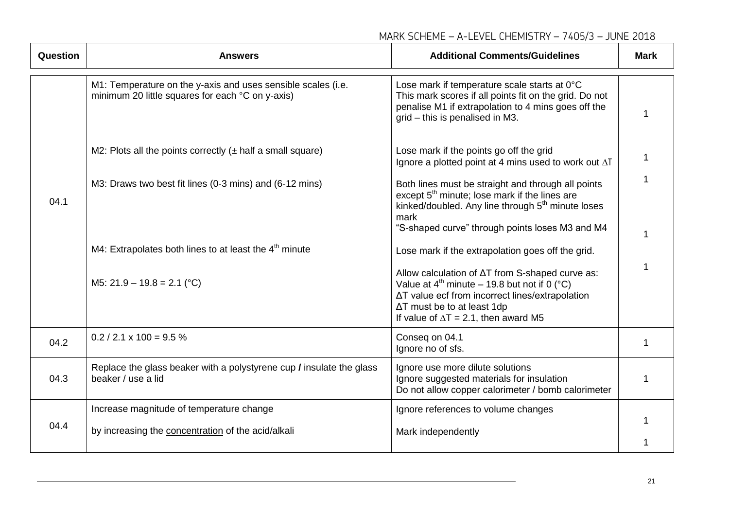| Question | Answers | Additional Comments/Guidelines | Mark |
|---|---|---|---|
| 04.1 | M1: Temperature on the y-axis and uses sensible scales (i.e. minimum 20 little squares for each °C on y-axis) | Lose mark if temperature scale starts at 0°C<br>This mark scores if all points fit on the grid. Do not penalise M1 if extrapolation to 4 mins goes off the grid – this is penalised in M3. | 1 |
| | M2: Plots all the points correctly (± half a small square) | Lose mark if the points go off the grid<br>Ignore a plotted point at 4 mins used to work out $\Delta T$ | 1 |
| | M3: Draws two best fit lines (0-3 mins) and (6-12 mins) | Both lines must be straight and through all points except 5th minute; lose mark if the lines are kinked/doubled. Any line through 5th minute loses mark<br>"S-shaped curve" through points loses M3 and M4 | 1 |
| | M4: Extrapolates both lines to at least the 4th minute | Lose mark if the extrapolation goes off the grid. | 1 |
| | M5: 21.9 – 19.8 = 2.1 (°C) | Allow calculation of $\Delta T$ from S-shaped curve as: Value at 4th minute – 19.8 but not if 0 (°C)<br>$\Delta T$ value ecf from incorrect lines/extrapolation<br>$\Delta T$ must be to at least 1dp<br>If value of $\Delta T$ = 2.1, then award M5 | 1 |
| 04.2 | 0.2 / 2.1 x 100 = 9.5 % | Conseq on 04.1<br>Ignore no of sfs. | 1 |
| 04.3 | Replace the glass beaker with a polystyrene cup **/** insulate the glass beaker / use a lid | Ignore use more dilute solutions<br>Ignore suggested materials for insulation<br>Do not allow copper calorimeter / bomb calorimeter | 1 |
| 04.4 | Increase magnitude of temperature change<br><br>by increasing the <u>concentration</u> of the acid/alkali | Ignore references to volume changes<br><br>Mark independently | 1<br><br>1 |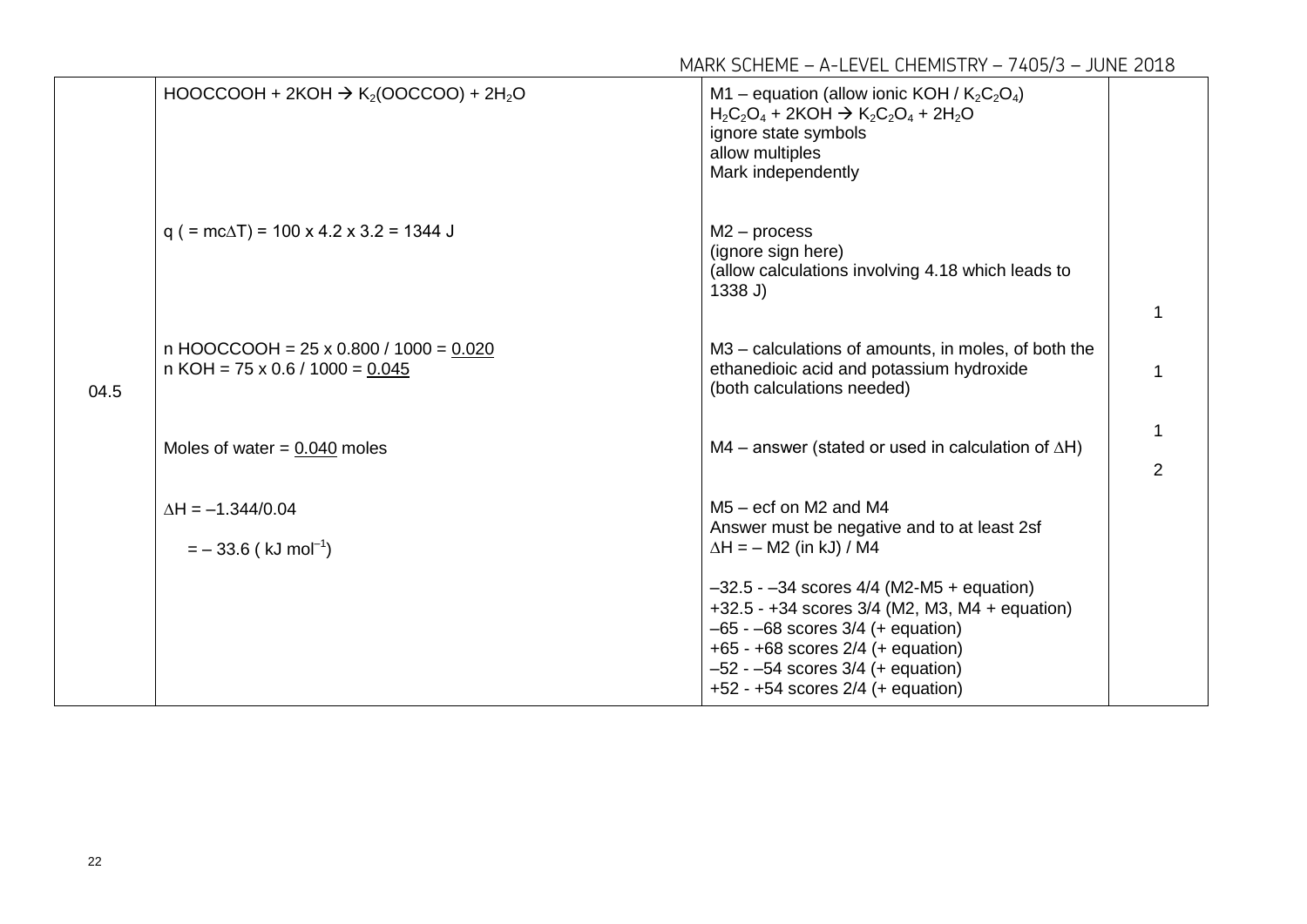| Question | Marking guidance | Additional comments | Mark |
|---|---|---|---|
| 04.5 | $HOOCCOOH + 2KOH \rightarrow K_2(OOCCOO) + 2H_2O$ | M1 – equation (allow ionic KOH / $K_2C_2O_4$)<br>$H_2C_2O_4 + 2KOH \rightarrow K_2C_2O_4 + 2H_2O$<br>ignore state symbols<br>allow multiples<br>Mark independently | |
| | q ( = $mc\Delta T$) = 100 x 4.2 x 3.2 = 1344 J | M2 – process<br>(ignore sign here)<br>(allow calculations involving 4.18 which leads to 1338 J) | 1 |
| | n HOOCCOOH = 25 x 0.800 / 1000 = <u>0.020</u><br>n KOH = 75 x 0.6 / 1000 = <u>0.045</u> | M3 – calculations of amounts, in moles, of both the ethanedioic acid and potassium hydroxide<br>(both calculations needed) | 1 |
| | Moles of water = <u>0.040</u> moles | M4 – answer (stated or used in calculation of $\Delta H$) | 1 |
| | $\Delta H = -1.344/0.04$<br>$= -33.6$ ( $kJ\ mol^{-1}$) | M5 – ecf on M2 and M4<br>Answer must be negative and to at least 2sf<br>$\Delta H = -$ M2 (in kJ) / M4<br><br>–32.5 - –34 scores 4/4 (M2-M5 + equation)<br>+32.5 - +34 scores 3/4 (M2, M3, M4 + equation)<br>–65 - –68 scores 3/4 (+ equation)<br>+65 - +68 scores 2/4 (+ equation)<br>–52 - –54 scores 3/4 (+ equation)<br>+52 - +54 scores 2/4 (+ equation) | 2 |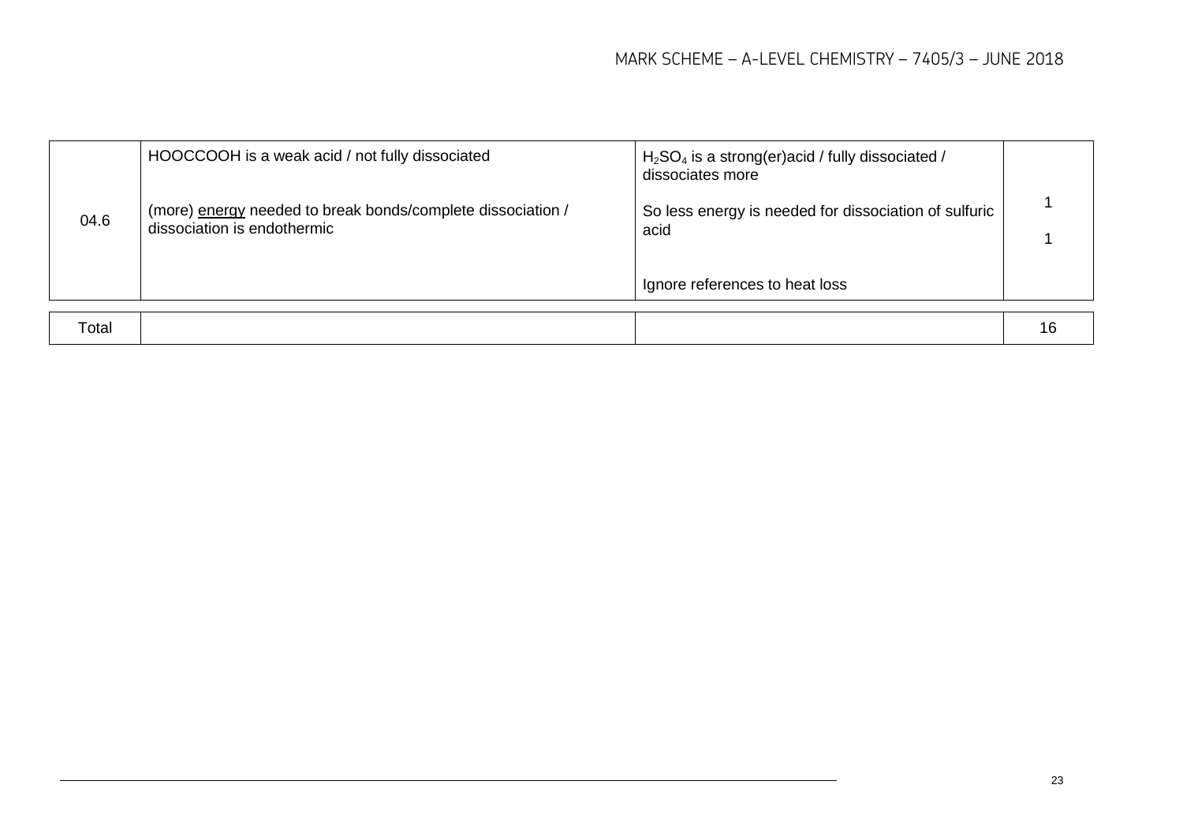| | | | |
|---|---|---|---|
| 04.6 | HOOCCOOH is a weak acid / not fully dissociated<br><br>(more) energy needed to break bonds/complete dissociation / dissociation is endothermic | $H_2SO_4$ is a strong(er)acid / fully dissociated / dissociates more<br><br>So less energy is needed for dissociation of sulfuric acid<br><br>Ignore references to heat loss | 1<br><br>1 |
| Total | | | 16 |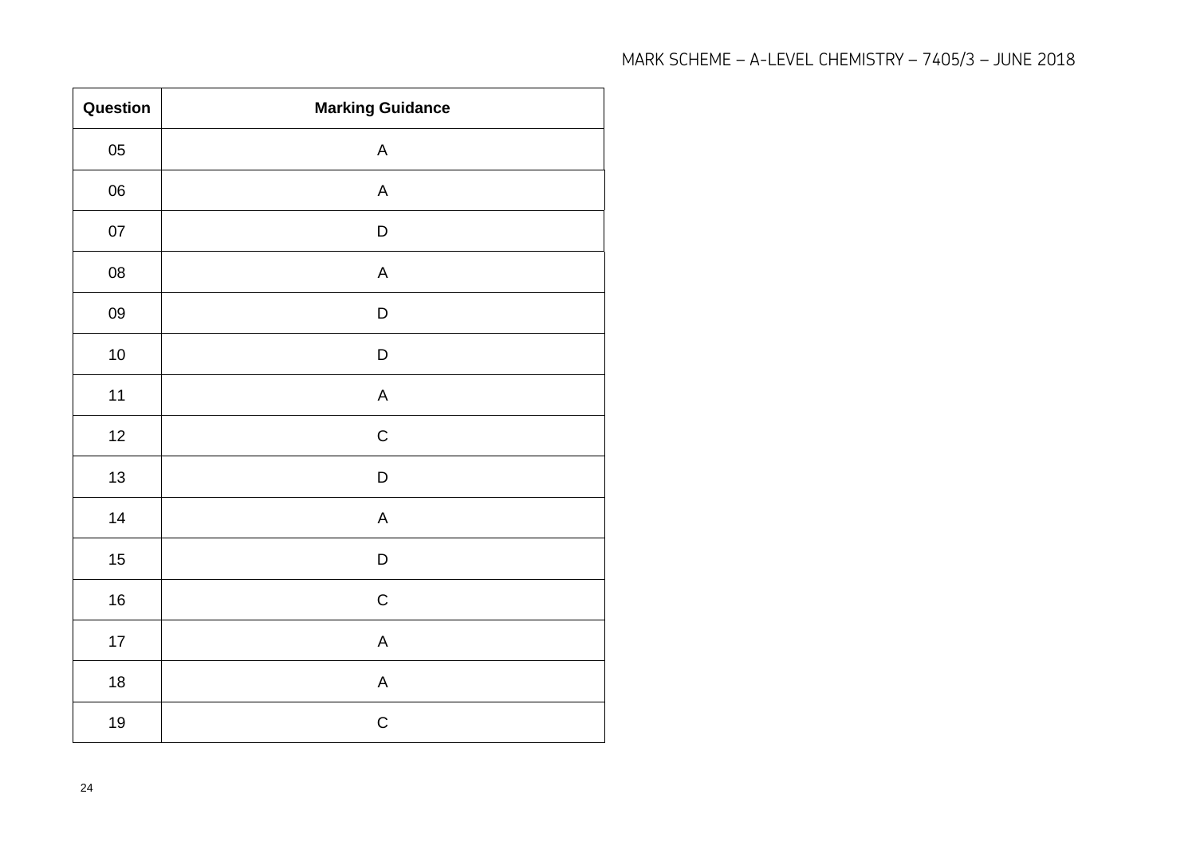| Question | Marking Guidance |
|---|---|
| 05 | A |
| 06 | A |
| 07 | D |
| 08 | A |
| 09 | D |
| 10 | D |
| 11 | A |
| 12 | C |
| 13 | D |
| 14 | A |
| 15 | D |
| 16 | C |
| 17 | A |
| 18 | A |
| 19 | C |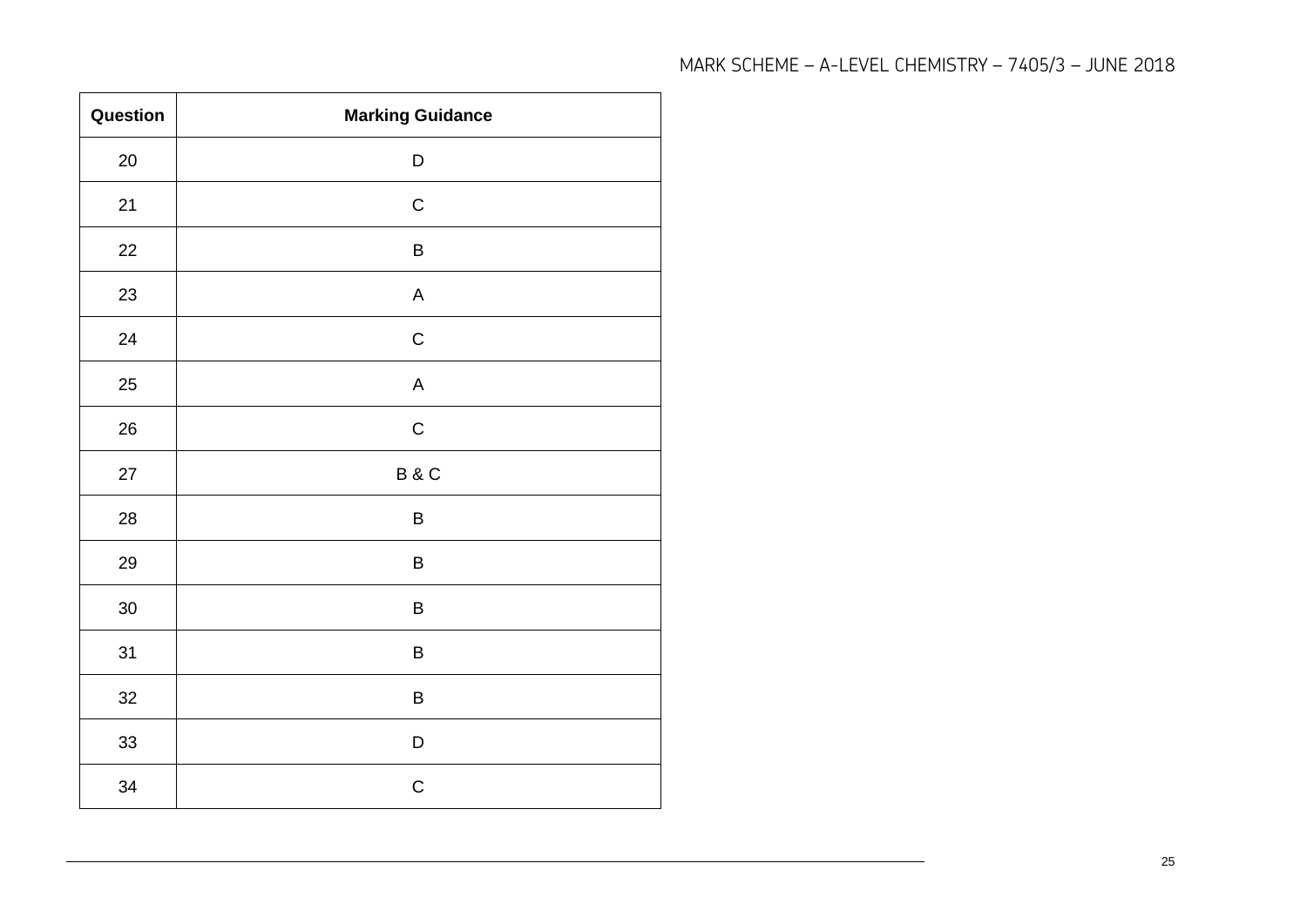| Question | Marking Guidance |
|---|---|
| 20 | D |
| 21 | C |
| 22 | B |
| 23 | A |
| 24 | C |
| 25 | A |
| 26 | C |
| 27 | B & C |
| 28 | B |
| 29 | B |
| 30 | B |
| 31 | B |
| 32 | B |
| 33 | D |
| 34 | C |